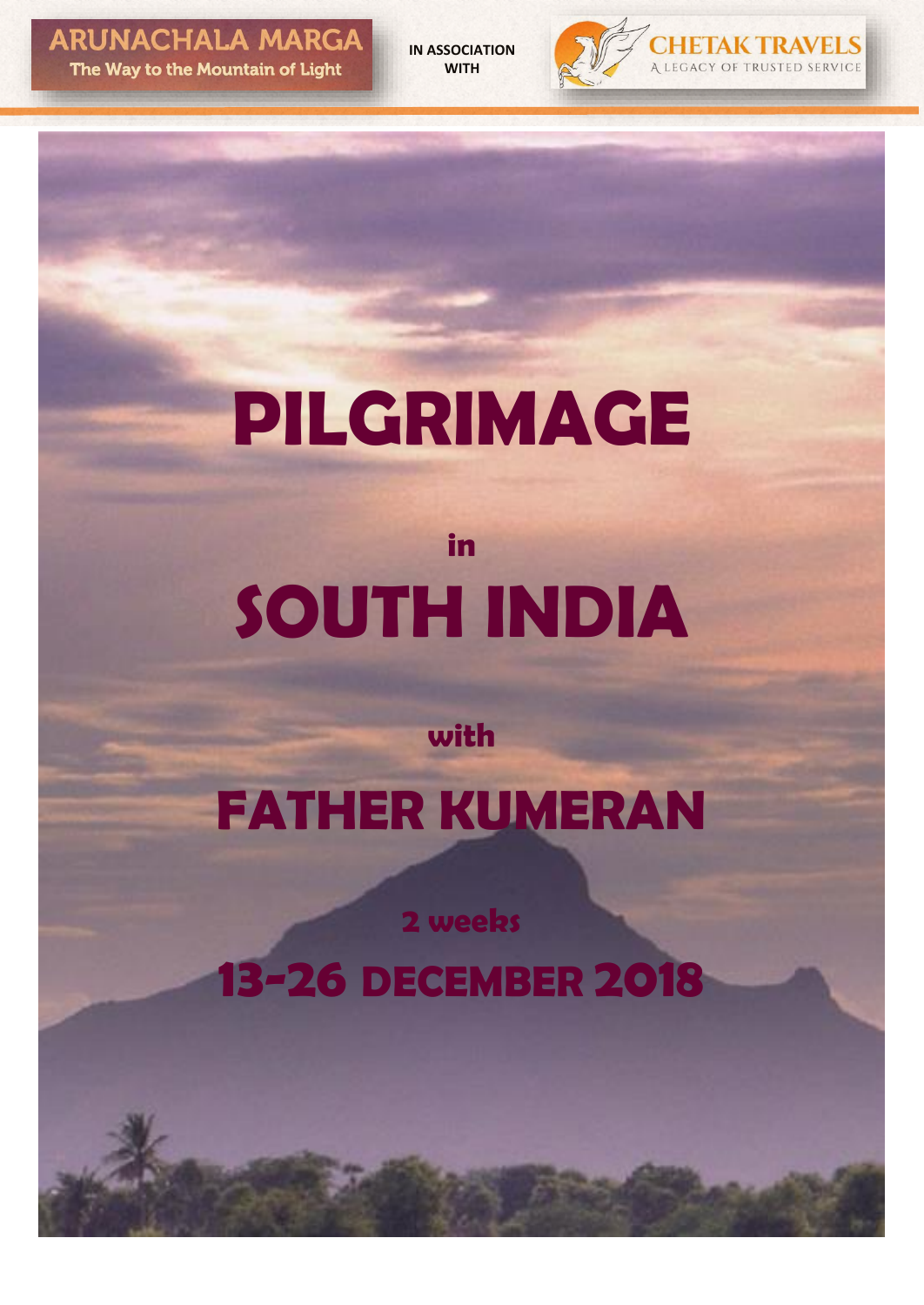ARUNACHALA MARGA
The Way to the Mountain of Light

IN ASSOCIATION WITH

CHETAK TRAVELS
A LEGACY OF TRUSTED SERVICE

# PILGRIMAGE

in

# SOUTH INDIA

with

# FATHER KUMERAN

## 2 weeks

## 13-26 DECEMBER 2018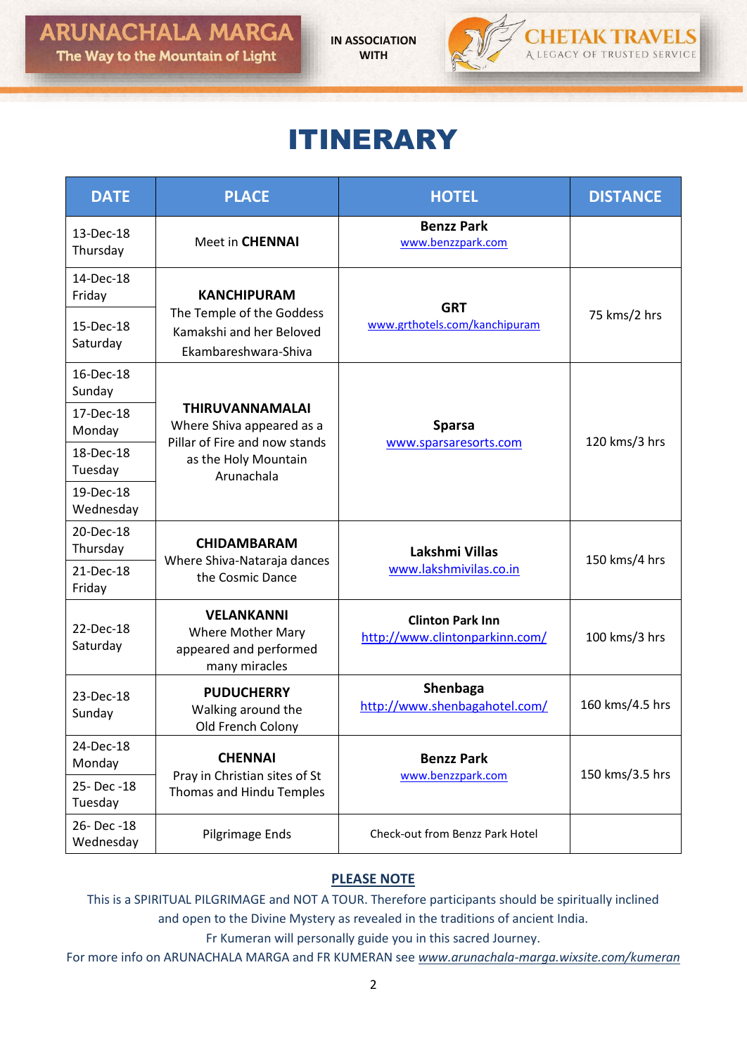ARUNACHALA MARGA
The Way to the Mountain of Light

IN ASSOCIATION WITH

CHETAK TRAVELS
A LEGACY OF TRUSTED SERVICE

# ITINERARY

| DATE | PLACE | HOTEL | DISTANCE |
|---|---|---|---|
| 13-Dec-18 Thursday | Meet in **CHENNAI** | **Benzz Park** www.benzzpark.com | |
| 14-Dec-18 Friday | **KANCHIPURAM** The Temple of the Goddess Kamakshi and her Beloved Ekambareshwara-Shiva | **GRT** www.grthotels.com/kanchipuram | 75 kms/2 hrs |
| 15-Dec-18 Saturday | | | |
| 16-Dec-18 Sunday | **THIRUVANNAMALAI** Where Shiva appeared as a Pillar of Fire and now stands as the Holy Mountain Arunachala | **Sparsa** www.sparsaresorts.com | 120 kms/3 hrs |
| 17-Dec-18 Monday | | | |
| 18-Dec-18 Tuesday | | | |
| 19-Dec-18 Wednesday | | | |
| 20-Dec-18 Thursday | **CHIDAMBARAM** Where Shiva-Nataraja dances the Cosmic Dance | **Lakshmi Villas** www.lakshmivilas.co.in | 150 kms/4 hrs |
| 21-Dec-18 Friday | | | |
| 22-Dec-18 Saturday | **VELANKANNI** Where Mother Mary appeared and performed many miracles | **Clinton Park Inn** http://www.clintonparkinn.com/ | 100 kms/3 hrs |
| 23-Dec-18 Sunday | **PUDUCHERRY** Walking around the Old French Colony | **Shenbaga** http://www.shenbagahotel.com/ | 160 kms/4.5 hrs |
| 24-Dec-18 Monday | **CHENNAI** Pray in Christian sites of St Thomas and Hindu Temples | **Benzz Park** www.benzzpark.com | 150 kms/3.5 hrs |
| 25- Dec -18 Tuesday | | | |
| 26- Dec -18 Wednesday | Pilgrimage Ends | Check-out from Benzz Park Hotel | |

**PLEASE NOTE**

This is a SPIRITUAL PILGRIMAGE and NOT A TOUR. Therefore participants should be spiritually inclined and open to the Divine Mystery as revealed in the traditions of ancient India.

Fr Kumeran will personally guide you in this sacred Journey.

For more info on ARUNACHALA MARGA and FR KUMERAN see *www.arunachala-marga.wixsite.com/kumeran*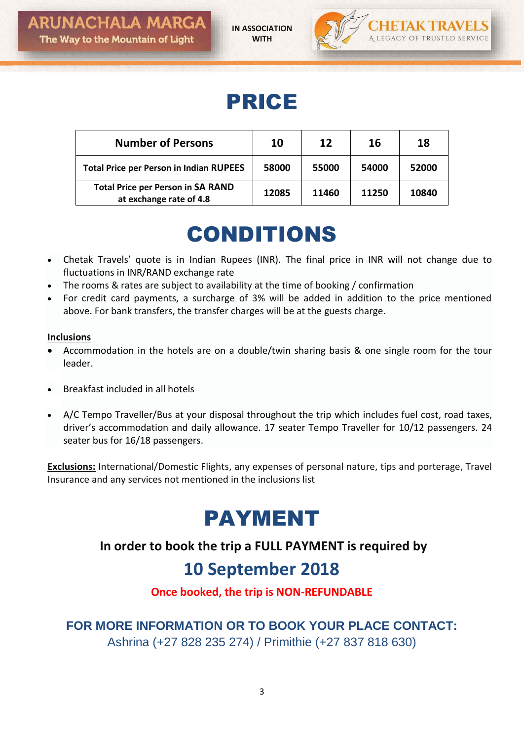# PRICE

| Number of Persons | 10 | 12 | 16 | 18 |
|---|---|---|---|---|
| Total Price per Person in Indian RUPEES | 58000 | 55000 | 54000 | 52000 |
| Total Price per Person in SA RAND at exchange rate of 4.8 | 12085 | 11460 | 11250 | 10840 |

# CONDITIONS

- Chetak Travels' quote is in Indian Rupees (INR). The final price in INR will not change due to fluctuations in INR/RAND exchange rate
- The rooms & rates are subject to availability at the time of booking / confirmation
- For credit card payments, a surcharge of 3% will be added in addition to the price mentioned above. For bank transfers, the transfer charges will be at the guests charge.

**Inclusions**

- Accommodation in the hotels are on a double/twin sharing basis & one single room for the tour leader.
- Breakfast included in all hotels
- A/C Tempo Traveller/Bus at your disposal throughout the trip which includes fuel cost, road taxes, driver's accommodation and daily allowance. 17 seater Tempo Traveller for 10/12 passengers. 24 seater bus for 16/18 passengers.

**Exclusions:** International/Domestic Flights, any expenses of personal nature, tips and porterage, Travel Insurance and any services not mentioned in the inclusions list

# PAYMENT

**In order to book the trip a FULL PAYMENT is required by**

## 10 September 2018

**Once booked, the trip is NON-REFUNDABLE**

**FOR MORE INFORMATION OR TO BOOK YOUR PLACE CONTACT:**

Ashrina (+27 828 235 274) / Primithie (+27 837 818 630)